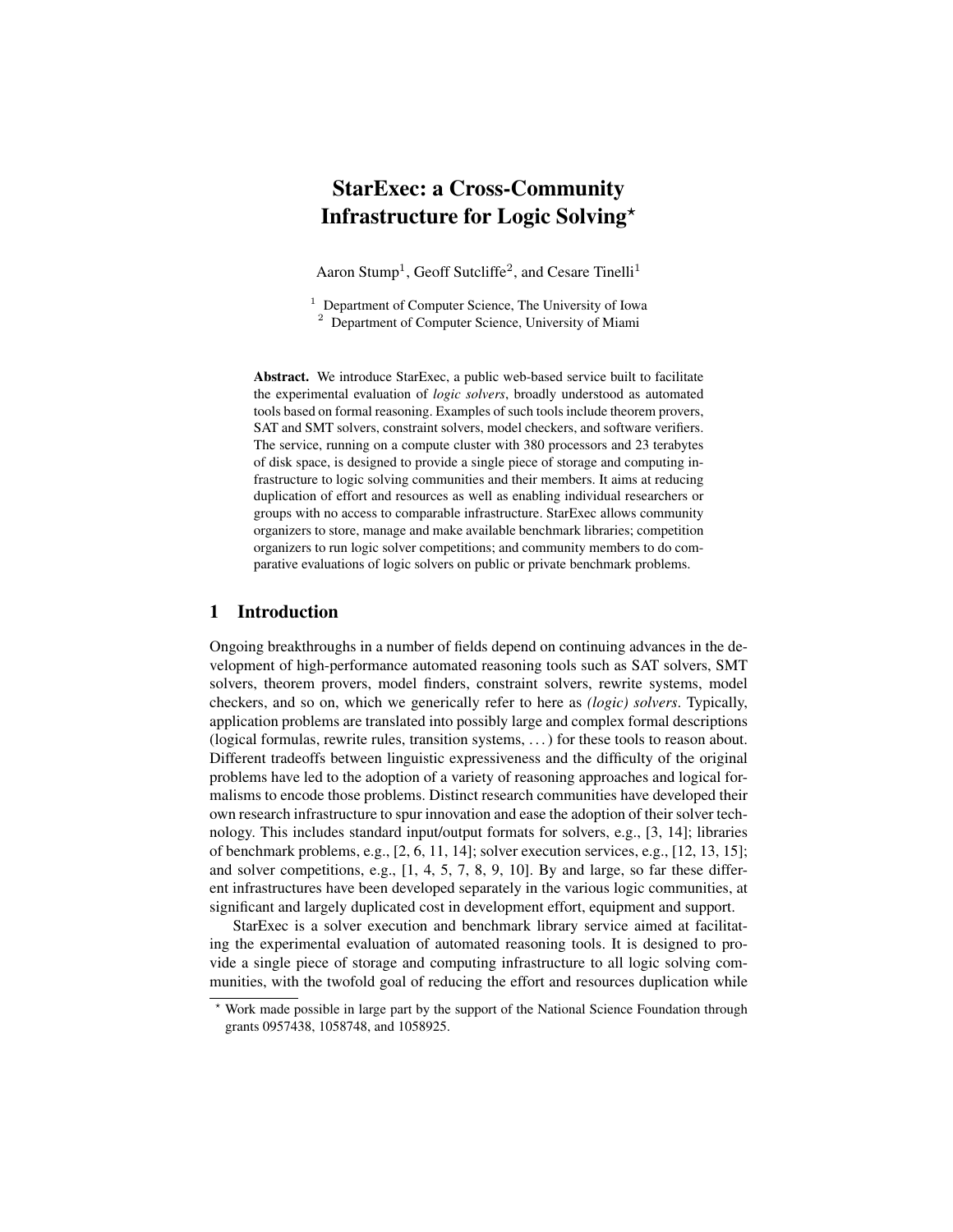# StarExec: a Cross-Community Infrastructure for Logic Solving*

Aaron Stump[1], Geoff Sutcliffe[2], and Cesare Tinelli[1]

[1] Department of Computer Science, The University of Iowa
[2] Department of Computer Science, University of Miami

**Abstract.** We introduce StarExec, a public web-based service built to facilitate the experimental evaluation of *logic solvers*, broadly understood as automated tools based on formal reasoning. Examples of such tools include theorem provers, SAT and SMT solvers, constraint solvers, model checkers, and software verifiers. The service, running on a compute cluster with 380 processors and 23 terabytes of disk space, is designed to provide a single piece of storage and computing infrastructure to logic solving communities and their members. It aims at reducing duplication of effort and resources as well as enabling individual researchers or groups with no access to comparable infrastructure. StarExec allows community organizers to store, manage and make available benchmark libraries; competition organizers to run logic solver competitions; and community members to do comparative evaluations of logic solvers on public or private benchmark problems.

## 1 Introduction

Ongoing breakthroughs in a number of fields depend on continuing advances in the development of high-performance automated reasoning tools such as SAT solvers, SMT solvers, theorem provers, model finders, constraint solvers, rewrite systems, model checkers, and so on, which we generically refer to here as *(logic) solvers*. Typically, application problems are translated into possibly large and complex formal descriptions (logical formulas, rewrite rules, transition systems, ...) for these tools to reason about. Different tradeoffs between linguistic expressiveness and the difficulty of the original problems have led to the adoption of a variety of reasoning approaches and logical formalisms to encode those problems. Distinct research communities have developed their own research infrastructure to spur innovation and ease the adoption of their solver technology. This includes standard input/output formats for solvers, e.g., [3, 14]; libraries of benchmark problems, e.g., [2, 6, 11, 14]; solver execution services, e.g., [12, 13, 15]; and solver competitions, e.g., [1, 4, 5, 7, 8, 9, 10]. By and large, so far these different infrastructures have been developed separately in the various logic communities, at significant and largely duplicated cost in development effort, equipment and support.

StarExec is a solver execution and benchmark library service aimed at facilitating the experimental evaluation of automated reasoning tools. It is designed to provide a single piece of storage and computing infrastructure to all logic solving communities, with the twofold goal of reducing the effort and resources duplication while

* Work made possible in large part by the support of the National Science Foundation through grants 0957438, 1058748, and 1058925.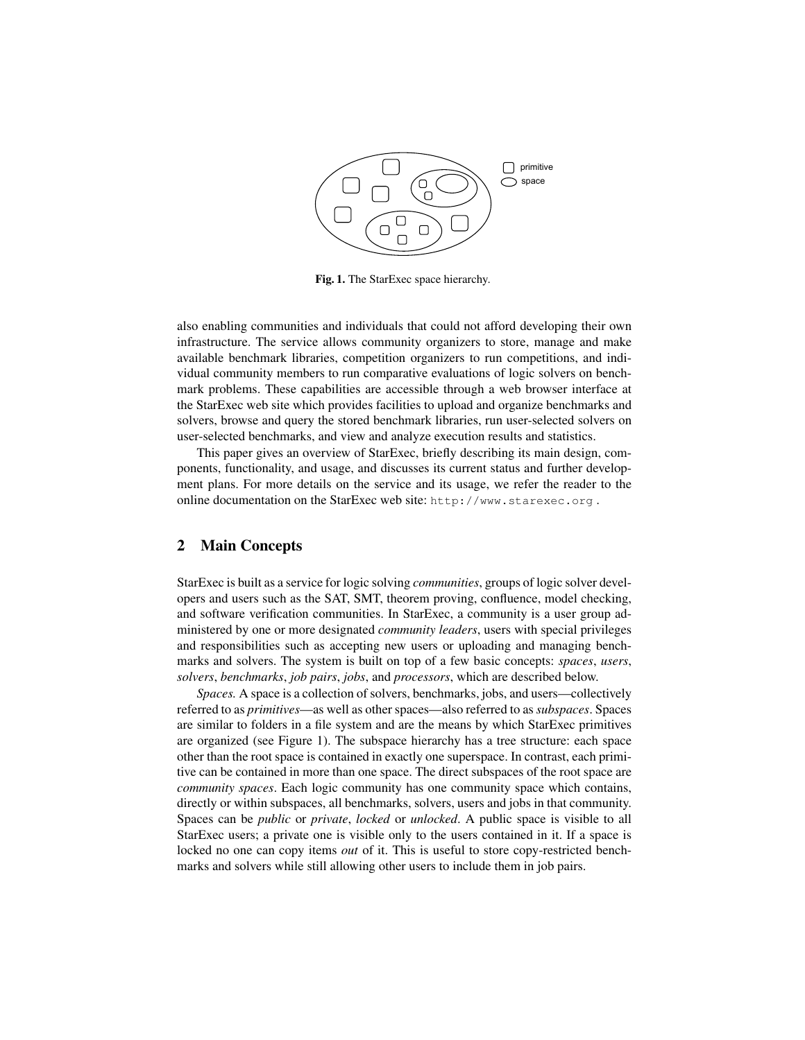primitive
space

**Fig. 1.** The StarExec space hierarchy.

also enabling communities and individuals that could not afford developing their own infrastructure. The service allows community organizers to store, manage and make available benchmark libraries, competition organizers to run competitions, and individual community members to run comparative evaluations of logic solvers on benchmark problems. These capabilities are accessible through a web browser interface at the StarExec web site which provides facilities to upload and organize benchmarks and solvers, browse and query the stored benchmark libraries, run user-selected solvers on user-selected benchmarks, and view and analyze execution results and statistics.

This paper gives an overview of StarExec, briefly describing its main design, components, functionality, and usage, and discusses its current status and further development plans. For more details on the service and its usage, we refer the reader to the online documentation on the StarExec web site: `http://www.starexec.org` .

## 2 Main Concepts

StarExec is built as a service for logic solving *communities*, groups of logic solver developers and users such as the SAT, SMT, theorem proving, confluence, model checking, and software verification communities. In StarExec, a community is a user group administered by one or more designated *community leaders*, users with special privileges and responsibilities such as accepting new users or uploading and managing benchmarks and solvers. The system is built on top of a few basic concepts: *spaces*, *users*, *solvers*, *benchmarks*, *job pairs*, *jobs*, and *processors*, which are described below.

*Spaces.* A space is a collection of solvers, benchmarks, jobs, and users—collectively referred to as *primitives*—as well as other spaces—also referred to as *subspaces*. Spaces are similar to folders in a file system and are the means by which StarExec primitives are organized (see Figure 1). The subspace hierarchy has a tree structure: each space other than the root space is contained in exactly one superspace. In contrast, each primitive can be contained in more than one space. The direct subspaces of the root space are *community spaces*. Each logic community has one community space which contains, directly or within subspaces, all benchmarks, solvers, users and jobs in that community. Spaces can be *public* or *private*, *locked* or *unlocked*. A public space is visible to all StarExec users; a private one is visible only to the users contained in it. If a space is locked no one can copy items *out* of it. This is useful to store copy-restricted benchmarks and solvers while still allowing other users to include them in job pairs.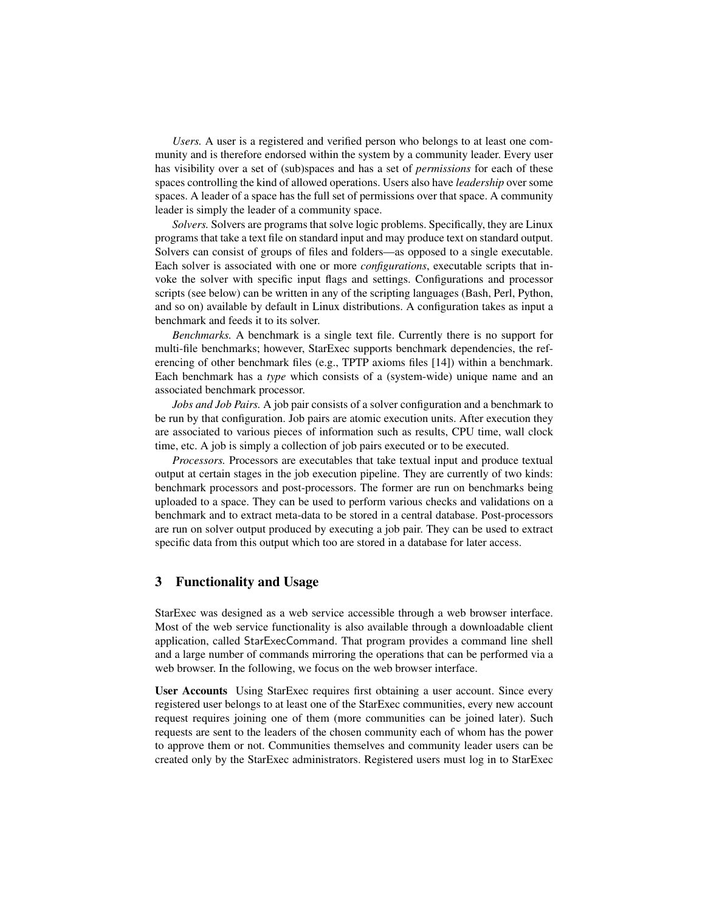*Users.* A user is a registered and verified person who belongs to at least one community and is therefore endorsed within the system by a community leader. Every user has visibility over a set of (sub)spaces and has a set of *permissions* for each of these spaces controlling the kind of allowed operations. Users also have *leadership* over some spaces. A leader of a space has the full set of permissions over that space. A community leader is simply the leader of a community space.

*Solvers.* Solvers are programs that solve logic problems. Specifically, they are Linux programs that take a text file on standard input and may produce text on standard output. Solvers can consist of groups of files and folders—as opposed to a single executable. Each solver is associated with one or more *configurations*, executable scripts that invoke the solver with specific input flags and settings. Configurations and processor scripts (see below) can be written in any of the scripting languages (Bash, Perl, Python, and so on) available by default in Linux distributions. A configuration takes as input a benchmark and feeds it to its solver.

*Benchmarks.* A benchmark is a single text file. Currently there is no support for multi-file benchmarks; however, StarExec supports benchmark dependencies, the referencing of other benchmark files (e.g., TPTP axioms files [14]) within a benchmark. Each benchmark has a *type* which consists of a (system-wide) unique name and an associated benchmark processor.

*Jobs and Job Pairs.* A job pair consists of a solver configuration and a benchmark to be run by that configuration. Job pairs are atomic execution units. After execution they are associated to various pieces of information such as results, CPU time, wall clock time, etc. A job is simply a collection of job pairs executed or to be executed.

*Processors.* Processors are executables that take textual input and produce textual output at certain stages in the job execution pipeline. They are currently of two kinds: benchmark processors and post-processors. The former are run on benchmarks being uploaded to a space. They can be used to perform various checks and validations on a benchmark and to extract meta-data to be stored in a central database. Post-processors are run on solver output produced by executing a job pair. They can be used to extract specific data from this output which too are stored in a database for later access.

## 3 Functionality and Usage

StarExec was designed as a web service accessible through a web browser interface. Most of the web service functionality is also available through a downloadable client application, called StarExecCommand. That program provides a command line shell and a large number of commands mirroring the operations that can be performed via a web browser. In the following, we focus on the web browser interface.

**User Accounts** Using StarExec requires first obtaining a user account. Since every registered user belongs to at least one of the StarExec communities, every new account request requires joining one of them (more communities can be joined later). Such requests are sent to the leaders of the chosen community each of whom has the power to approve them or not. Communities themselves and community leader users can be created only by the StarExec administrators. Registered users must log in to StarExec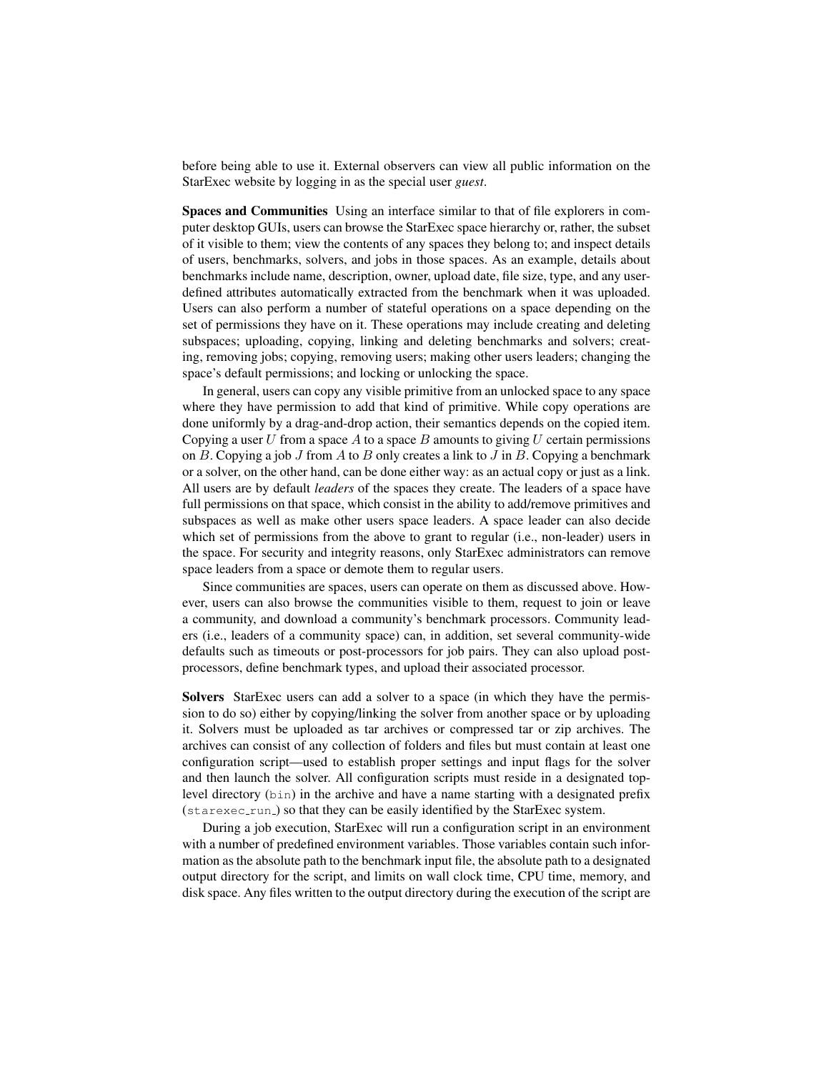before being able to use it. External observers can view all public information on the StarExec website by logging in as the special user *guest*.

**Spaces and Communities** Using an interface similar to that of file explorers in computer desktop GUIs, users can browse the StarExec space hierarchy or, rather, the subset of it visible to them; view the contents of any spaces they belong to; and inspect details of users, benchmarks, solvers, and jobs in those spaces. As an example, details about benchmarks include name, description, owner, upload date, file size, type, and any user-defined attributes automatically extracted from the benchmark when it was uploaded. Users can also perform a number of stateful operations on a space depending on the set of permissions they have on it. These operations may include creating and deleting subspaces; uploading, copying, linking and deleting benchmarks and solvers; creating, removing jobs; copying, removing users; making other users leaders; changing the space's default permissions; and locking or unlocking the space.

In general, users can copy any visible primitive from an unlocked space to any space where they have permission to add that kind of primitive. While copy operations are done uniformly by a drag-and-drop action, their semantics depends on the copied item. Copying a user $U$ from a space $A$ to a space $B$ amounts to giving $U$ certain permissions on $B$. Copying a job $J$ from $A$ to $B$ only creates a link to $J$ in $B$. Copying a benchmark or a solver, on the other hand, can be done either way: as an actual copy or just as a link. All users are by default *leaders* of the spaces they create. The leaders of a space have full permissions on that space, which consist in the ability to add/remove primitives and subspaces as well as make other users space leaders. A space leader can also decide which set of permissions from the above to grant to regular (i.e., non-leader) users in the space. For security and integrity reasons, only StarExec administrators can remove space leaders from a space or demote them to regular users.

Since communities are spaces, users can operate on them as discussed above. However, users can also browse the communities visible to them, request to join or leave a community, and download a community's benchmark processors. Community leaders (i.e., leaders of a community space) can, in addition, set several community-wide defaults such as timeouts or post-processors for job pairs. They can also upload post-processors, define benchmark types, and upload their associated processor.

**Solvers** StarExec users can add a solver to a space (in which they have the permission to do so) either by copying/linking the solver from another space or by uploading it. Solvers must be uploaded as tar archives or compressed tar or zip archives. The archives can consist of any collection of folders and files but must contain at least one configuration script—used to establish proper settings and input flags for the solver and then launch the solver. All configuration scripts must reside in a designated top-level directory (`bin`) in the archive and have a name starting with a designated prefix (`starexec_run_`) so that they can be easily identified by the StarExec system.

During a job execution, StarExec will run a configuration script in an environment with a number of predefined environment variables. Those variables contain such information as the absolute path to the benchmark input file, the absolute path to a designated output directory for the script, and limits on wall clock time, CPU time, memory, and disk space. Any files written to the output directory during the execution of the script are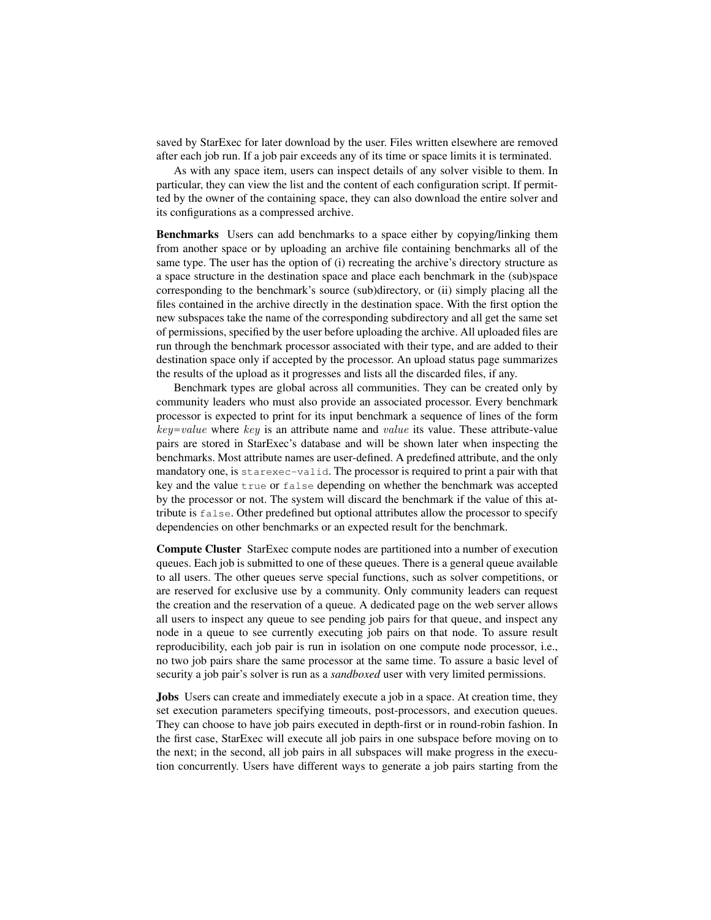saved by StarExec for later download by the user. Files written elsewhere are removed after each job run. If a job pair exceeds any of its time or space limits it is terminated.

As with any space item, users can inspect details of any solver visible to them. In particular, they can view the list and the content of each configuration script. If permitted by the owner of the containing space, they can also download the entire solver and its configurations as a compressed archive.

**Benchmarks** Users can add benchmarks to a space either by copying/linking them from another space or by uploading an archive file containing benchmarks all of the same type. The user has the option of (i) recreating the archive's directory structure as a space structure in the destination space and place each benchmark in the (sub)space corresponding to the benchmark's source (sub)directory, or (ii) simply placing all the files contained in the archive directly in the destination space. With the first option the new subspaces take the name of the corresponding subdirectory and all get the same set of permissions, specified by the user before uploading the archive. All uploaded files are run through the benchmark processor associated with their type, and are added to their destination space only if accepted by the processor. An upload status page summarizes the results of the upload as it progresses and lists all the discarded files, if any.

Benchmark types are global across all communities. They can be created only by community leaders who must also provide an associated processor. Every benchmark processor is expected to print for its input benchmark a sequence of lines of the form $key$=$value$ where $key$ is an attribute name and $value$ its value. These attribute-value pairs are stored in StarExec's database and will be shown later when inspecting the benchmarks. Most attribute names are user-defined. A predefined attribute, and the only mandatory one, is `starexec-valid`. The processor is required to print a pair with that key and the value `true` or `false` depending on whether the benchmark was accepted by the processor or not. The system will discard the benchmark if the value of this attribute is `false`. Other predefined but optional attributes allow the processor to specify dependencies on other benchmarks or an expected result for the benchmark.

**Compute Cluster** StarExec compute nodes are partitioned into a number of execution queues. Each job is submitted to one of these queues. There is a general queue available to all users. The other queues serve special functions, such as solver competitions, or are reserved for exclusive use by a community. Only community leaders can request the creation and the reservation of a queue. A dedicated page on the web server allows all users to inspect any queue to see pending job pairs for that queue, and inspect any node in a queue to see currently executing job pairs on that node. To assure result reproducibility, each job pair is run in isolation on one compute node processor, i.e., no two job pairs share the same processor at the same time. To assure a basic level of security a job pair's solver is run as a *sandboxed* user with very limited permissions.

**Jobs** Users can create and immediately execute a job in a space. At creation time, they set execution parameters specifying timeouts, post-processors, and execution queues. They can choose to have job pairs executed in depth-first or in round-robin fashion. In the first case, StarExec will execute all job pairs in one subspace before moving on to the next; in the second, all job pairs in all subspaces will make progress in the execution concurrently. Users have different ways to generate a job pairs starting from the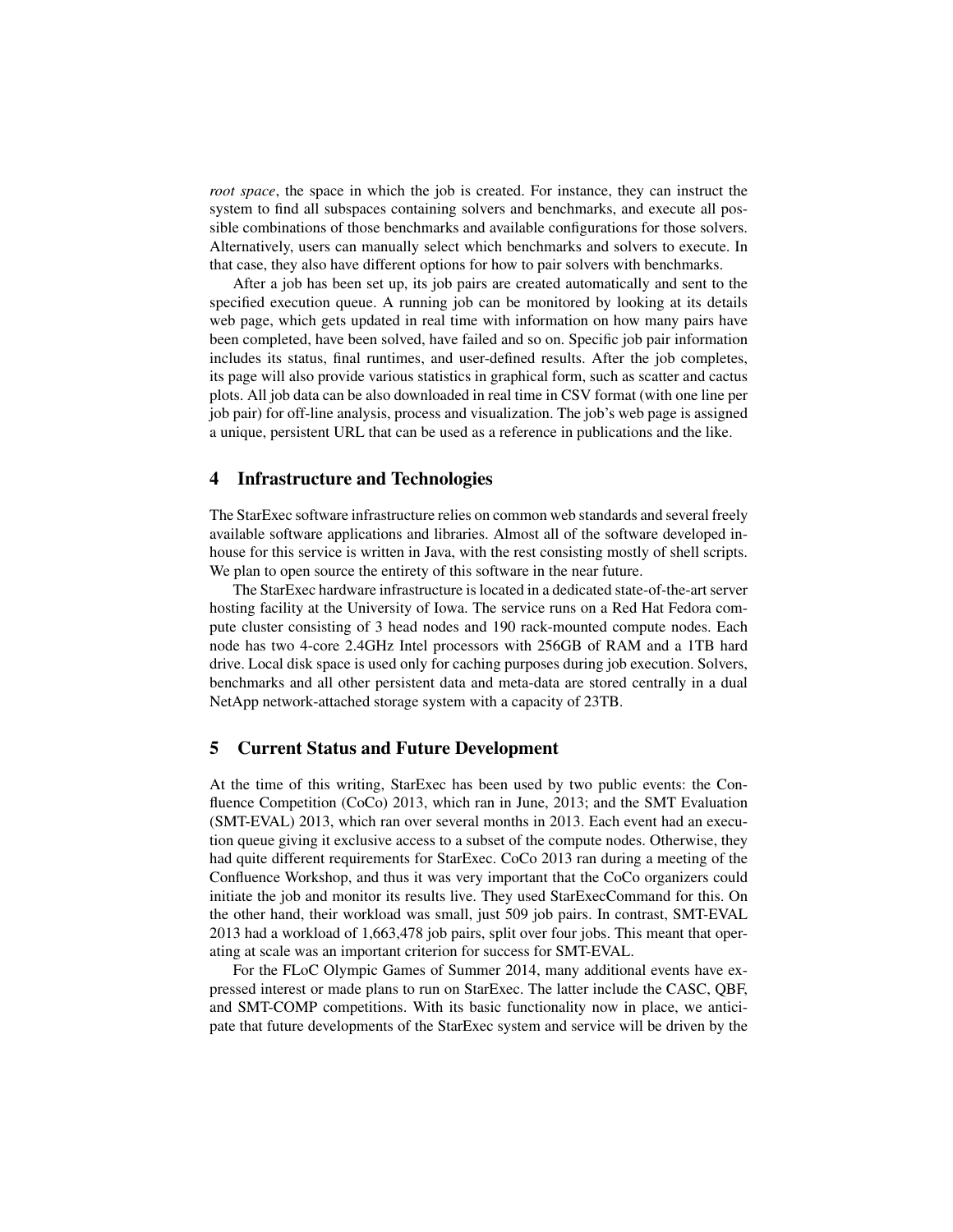*root space*, the space in which the job is created. For instance, they can instruct the system to find all subspaces containing solvers and benchmarks, and execute all possible combinations of those benchmarks and available configurations for those solvers. Alternatively, users can manually select which benchmarks and solvers to execute. In that case, they also have different options for how to pair solvers with benchmarks.

After a job has been set up, its job pairs are created automatically and sent to the specified execution queue. A running job can be monitored by looking at its details web page, which gets updated in real time with information on how many pairs have been completed, have been solved, have failed and so on. Specific job pair information includes its status, final runtimes, and user-defined results. After the job completes, its page will also provide various statistics in graphical form, such as scatter and cactus plots. All job data can be also downloaded in real time in CSV format (with one line per job pair) for off-line analysis, process and visualization. The job's web page is assigned a unique, persistent URL that can be used as a reference in publications and the like.

## 4 Infrastructure and Technologies

The StarExec software infrastructure relies on common web standards and several freely available software applications and libraries. Almost all of the software developed in-house for this service is written in Java, with the rest consisting mostly of shell scripts. We plan to open source the entirety of this software in the near future.

The StarExec hardware infrastructure is located in a dedicated state-of-the-art server hosting facility at the University of Iowa. The service runs on a Red Hat Fedora compute cluster consisting of 3 head nodes and 190 rack-mounted compute nodes. Each node has two 4-core 2.4GHz Intel processors with 256GB of RAM and a 1TB hard drive. Local disk space is used only for caching purposes during job execution. Solvers, benchmarks and all other persistent data and meta-data are stored centrally in a dual NetApp network-attached storage system with a capacity of 23TB.

## 5 Current Status and Future Development

At the time of this writing, StarExec has been used by two public events: the Confluence Competition (CoCo) 2013, which ran in June, 2013; and the SMT Evaluation (SMT-EVAL) 2013, which ran over several months in 2013. Each event had an execution queue giving it exclusive access to a subset of the compute nodes. Otherwise, they had quite different requirements for StarExec. CoCo 2013 ran during a meeting of the Confluence Workshop, and thus it was very important that the CoCo organizers could initiate the job and monitor its results live. They used StarExecCommand for this. On the other hand, their workload was small, just 509 job pairs. In contrast, SMT-EVAL 2013 had a workload of 1,663,478 job pairs, split over four jobs. This meant that operating at scale was an important criterion for success for SMT-EVAL.

For the FLoC Olympic Games of Summer 2014, many additional events have expressed interest or made plans to run on StarExec. The latter include the CASC, QBF, and SMT-COMP competitions. With its basic functionality now in place, we anticipate that future developments of the StarExec system and service will be driven by the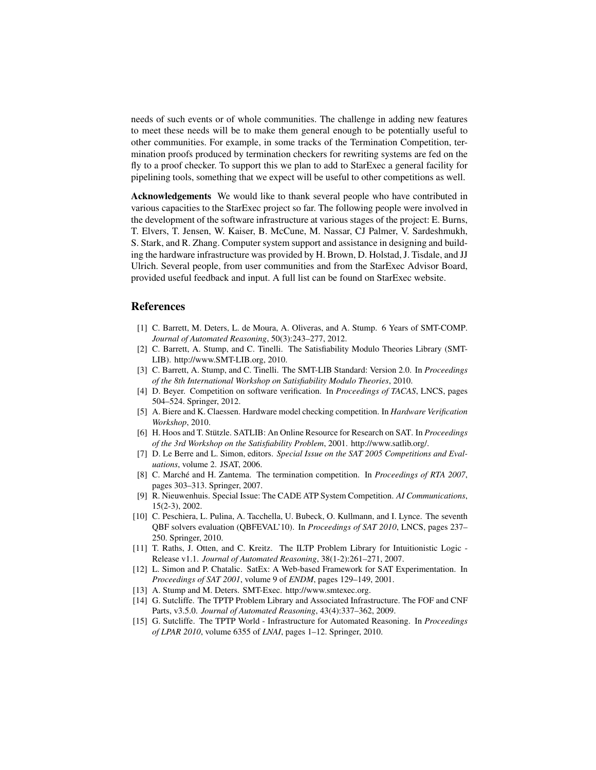needs of such events or of whole communities. The challenge in adding new features to meet these needs will be to make them general enough to be potentially useful to other communities. For example, in some tracks of the Termination Competition, termination proofs produced by termination checkers for rewriting systems are fed on the fly to a proof checker. To support this we plan to add to StarExec a general facility for pipelining tools, something that we expect will be useful to other competitions as well.

**Acknowledgements** We would like to thank several people who have contributed in various capacities to the StarExec project so far. The following people were involved in the development of the software infrastructure at various stages of the project: E. Burns, T. Elvers, T. Jensen, W. Kaiser, B. McCune, M. Nassar, CJ Palmer, V. Sardeshmukh, S. Stark, and R. Zhang. Computer system support and assistance in designing and building the hardware infrastructure was provided by H. Brown, D. Holstad, J. Tisdale, and JJ Ulrich. Several people, from user communities and from the StarExec Advisor Board, provided useful feedback and input. A full list can be found on StarExec website.

## References

[1] C. Barrett, M. Deters, L. de Moura, A. Oliveras, and A. Stump. 6 Years of SMT-COMP. *Journal of Automated Reasoning*, 50(3):243–277, 2012.

[2] C. Barrett, A. Stump, and C. Tinelli. The Satisfiability Modulo Theories Library (SMT-LIB). http://www.SMT-LIB.org, 2010.

[3] C. Barrett, A. Stump, and C. Tinelli. The SMT-LIB Standard: Version 2.0. In *Proceedings of the 8th International Workshop on Satisfiability Modulo Theories*, 2010.

[4] D. Beyer. Competition on software verification. In *Proceedings of TACAS*, LNCS, pages 504–524. Springer, 2012.

[5] A. Biere and K. Claessen. Hardware model checking competition. In *Hardware Verification Workshop*, 2010.

[6] H. Hoos and T. Stützle. SATLIB: An Online Resource for Research on SAT. In *Proceedings of the 3rd Workshop on the Satisfiability Problem*, 2001. http://www.satlib.org/.

[7] D. Le Berre and L. Simon, editors. *Special Issue on the SAT 2005 Competitions and Evaluations*, volume 2. JSAT, 2006.

[8] C. Marché and H. Zantema. The termination competition. In *Proceedings of RTA 2007*, pages 303–313. Springer, 2007.

[9] R. Nieuwenhuis. Special Issue: The CADE ATP System Competition. *AI Communications*, 15(2-3), 2002.

[10] C. Peschiera, L. Pulina, A. Tacchella, U. Bubeck, O. Kullmann, and I. Lynce. The seventh QBF solvers evaluation (QBFEVAL'10). In *Proceedings of SAT 2010*, LNCS, pages 237–250. Springer, 2010.

[11] T. Raths, J. Otten, and C. Kreitz. The ILTP Problem Library for Intuitionistic Logic - Release v1.1. *Journal of Automated Reasoning*, 38(1-2):261–271, 2007.

[12] L. Simon and P. Chatalic. SatEx: A Web-based Framework for SAT Experimentation. In *Proceedings of SAT 2001*, volume 9 of *ENDM*, pages 129–149, 2001.

[13] A. Stump and M. Deters. SMT-Exec. http://www.smtexec.org.

[14] G. Sutcliffe. The TPTP Problem Library and Associated Infrastructure. The FOF and CNF Parts, v3.5.0. *Journal of Automated Reasoning*, 43(4):337–362, 2009.

[15] G. Sutcliffe. The TPTP World - Infrastructure for Automated Reasoning. In *Proceedings of LPAR 2010*, volume 6355 of *LNAI*, pages 1–12. Springer, 2010.